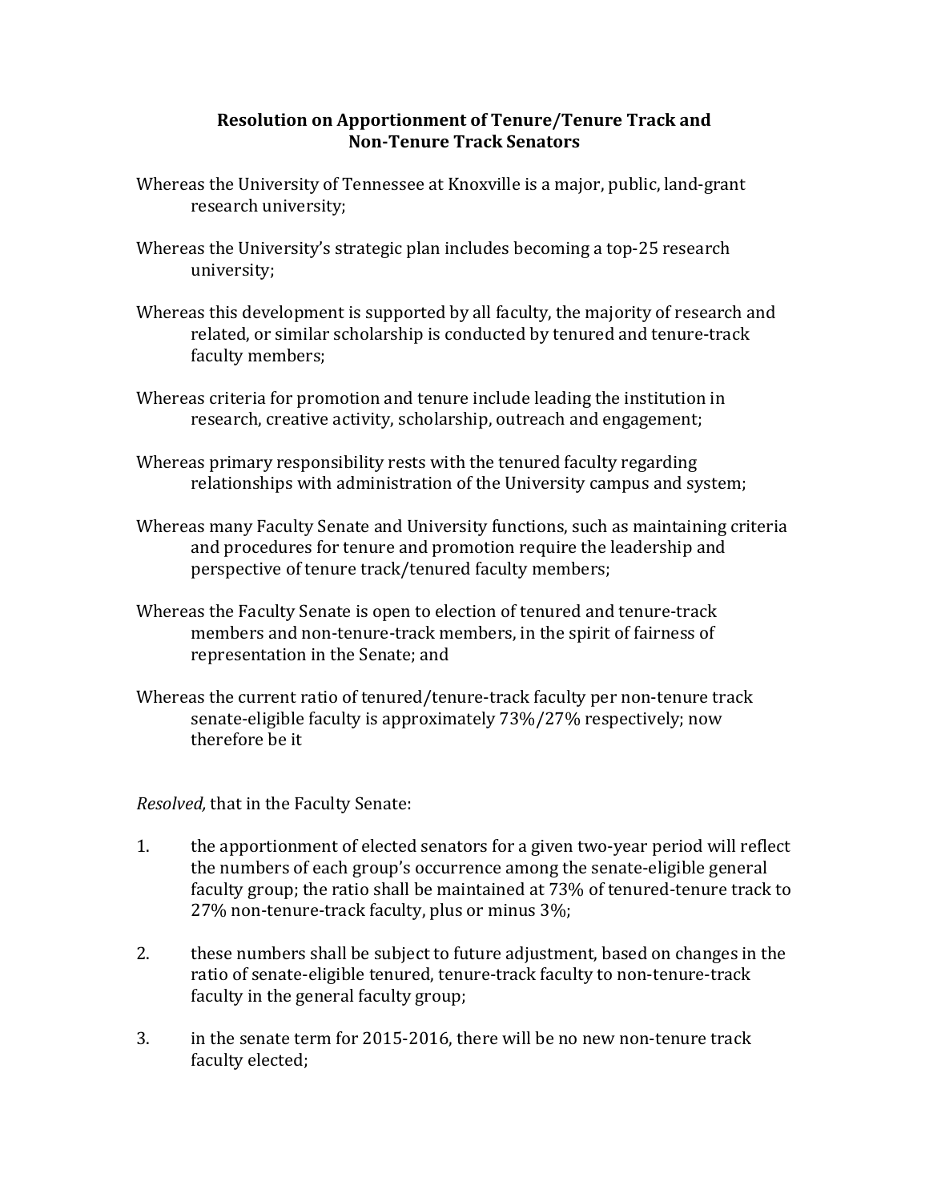# Resolution on Apportionment of Tenure/Tenure Track and Non-Tenure Track Senators

Whereas the University of Tennessee at Knoxville is a major, public, land-grant research university;

Whereas the University's strategic plan includes becoming a top-25 research university;

Whereas this development is supported by all faculty, the majority of research and related, or similar scholarship is conducted by tenured and tenure-track faculty members;

Whereas criteria for promotion and tenure include leading the institution in research, creative activity, scholarship, outreach and engagement;

Whereas primary responsibility rests with the tenured faculty regarding relationships with administration of the University campus and system;

Whereas many Faculty Senate and University functions, such as maintaining criteria and procedures for tenure and promotion require the leadership and perspective of tenure track/tenured faculty members;

Whereas the Faculty Senate is open to election of tenured and tenure-track members and non-tenure-track members, in the spirit of fairness of representation in the Senate; and

Whereas the current ratio of tenured/tenure-track faculty per non-tenure track senate-eligible faculty is approximately 73%/27% respectively; now therefore be it

*Resolved,* that in the Faculty Senate:

1. the apportionment of elected senators for a given two-year period will reflect the numbers of each group's occurrence among the senate-eligible general faculty group; the ratio shall be maintained at 73% of tenured-tenure track to 27% non-tenure-track faculty, plus or minus 3%;

2. these numbers shall be subject to future adjustment, based on changes in the ratio of senate-eligible tenured, tenure-track faculty to non-tenure-track faculty in the general faculty group;

3. in the senate term for 2015-2016, there will be no new non-tenure track faculty elected;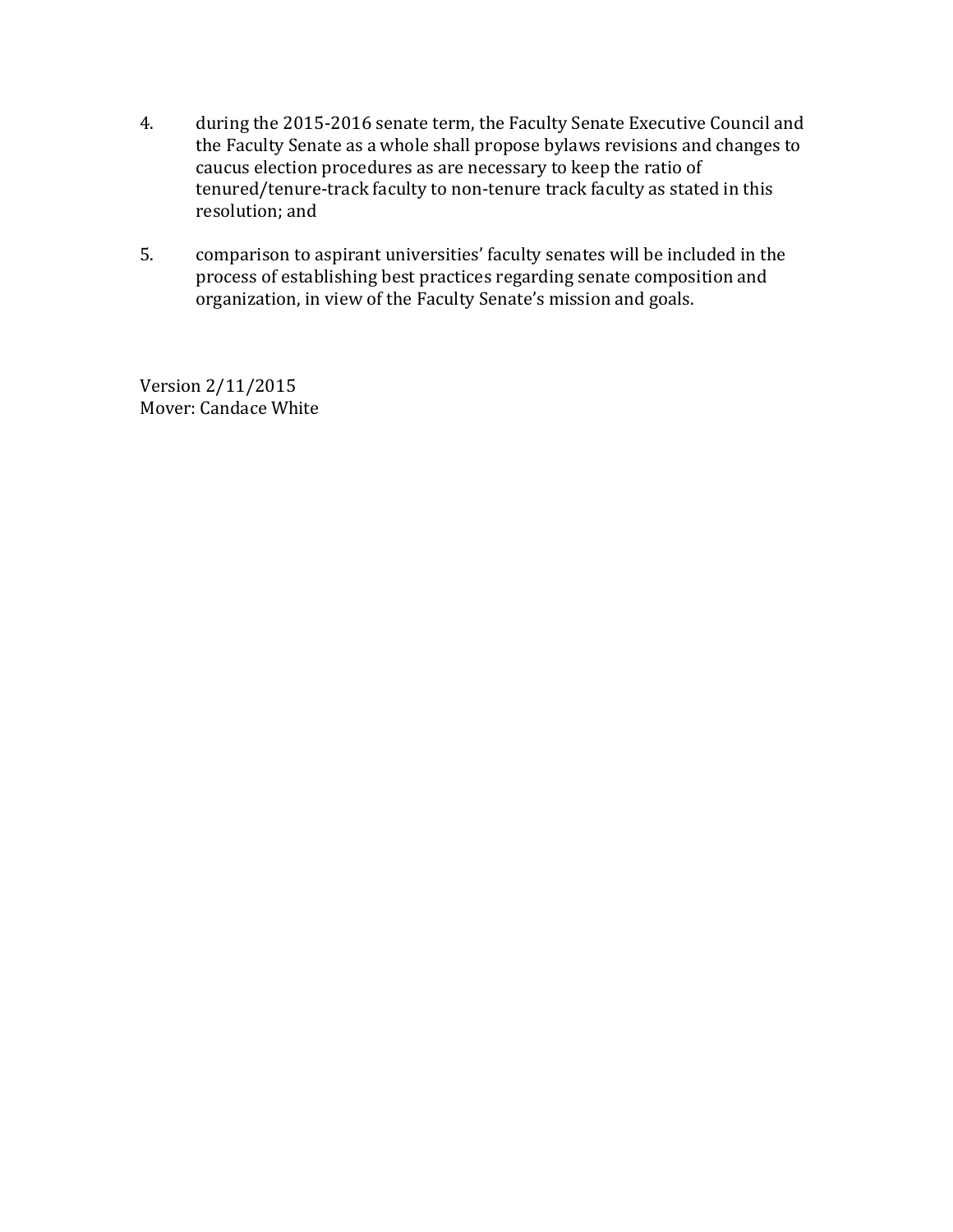4. during the 2015-2016 senate term, the Faculty Senate Executive Council and the Faculty Senate as a whole shall propose bylaws revisions and changes to caucus election procedures as are necessary to keep the ratio of tenured/tenure-track faculty to non-tenure track faculty as stated in this resolution; and

5. comparison to aspirant universities' faculty senates will be included in the process of establishing best practices regarding senate composition and organization, in view of the Faculty Senate's mission and goals.

Version 2/11/2015
Mover: Candace White